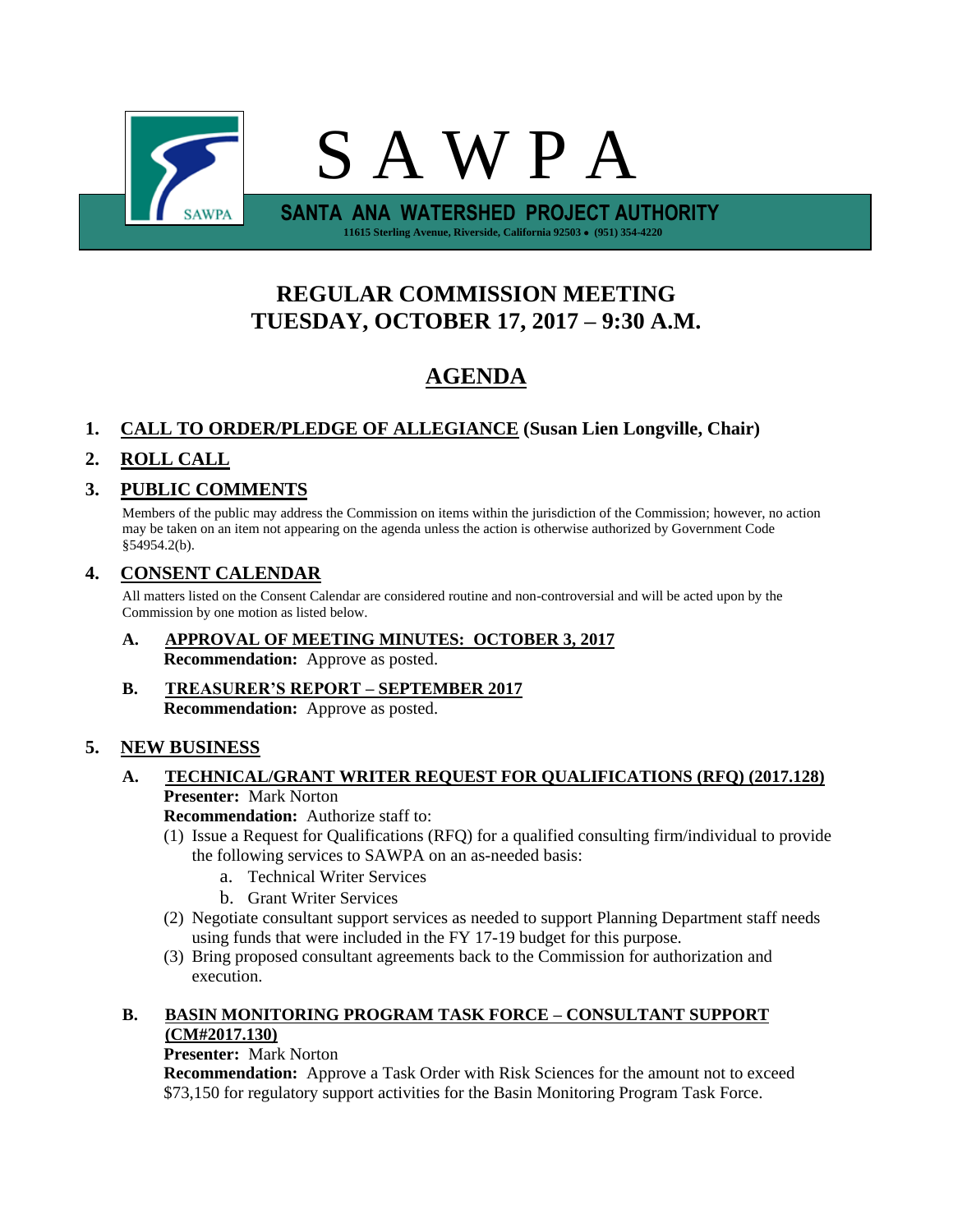# S A W P A

**SANTA ANA WATERSHED PROJECT AUTHORITY**

11615 Sterling Avenue, Riverside, California 92503 • (951) 354-4220

## REGULAR COMMISSION MEETING
## TUESDAY, OCTOBER 17, 2017 – 9:30 A.M.

## AGENDA

### 1. CALL TO ORDER/PLEDGE OF ALLEGIANCE (Susan Lien Longville, Chair)

### 2. ROLL CALL

### 3. PUBLIC COMMENTS

Members of the public may address the Commission on items within the jurisdiction of the Commission; however, no action may be taken on an item not appearing on the agenda unless the action is otherwise authorized by Government Code §54954.2(b).

### 4. CONSENT CALENDAR

All matters listed on the Consent Calendar are considered routine and non-controversial and will be acted upon by the Commission by one motion as listed below.

**A. APPROVAL OF MEETING MINUTES: OCTOBER 3, 2017**
**Recommendation:** Approve as posted.

**B. TREASURER'S REPORT – SEPTEMBER 2017**
**Recommendation:** Approve as posted.

### 5. NEW BUSINESS

**A. TECHNICAL/GRANT WRITER REQUEST FOR QUALIFICATIONS (RFQ) (2017.128)**
**Presenter:** Mark Norton
**Recommendation:** Authorize staff to:

(1) Issue a Request for Qualifications (RFQ) for a qualified consulting firm/individual to provide the following services to SAWPA on an as-needed basis:
   a. Technical Writer Services
   b. Grant Writer Services

(2) Negotiate consultant support services as needed to support Planning Department staff needs using funds that were included in the FY 17-19 budget for this purpose.

(3) Bring proposed consultant agreements back to the Commission for authorization and execution.

**B. BASIN MONITORING PROGRAM TASK FORCE – CONSULTANT SUPPORT (CM#2017.130)**
**Presenter:** Mark Norton
**Recommendation:** Approve a Task Order with Risk Sciences for the amount not to exceed $73,150 for regulatory support activities for the Basin Monitoring Program Task Force.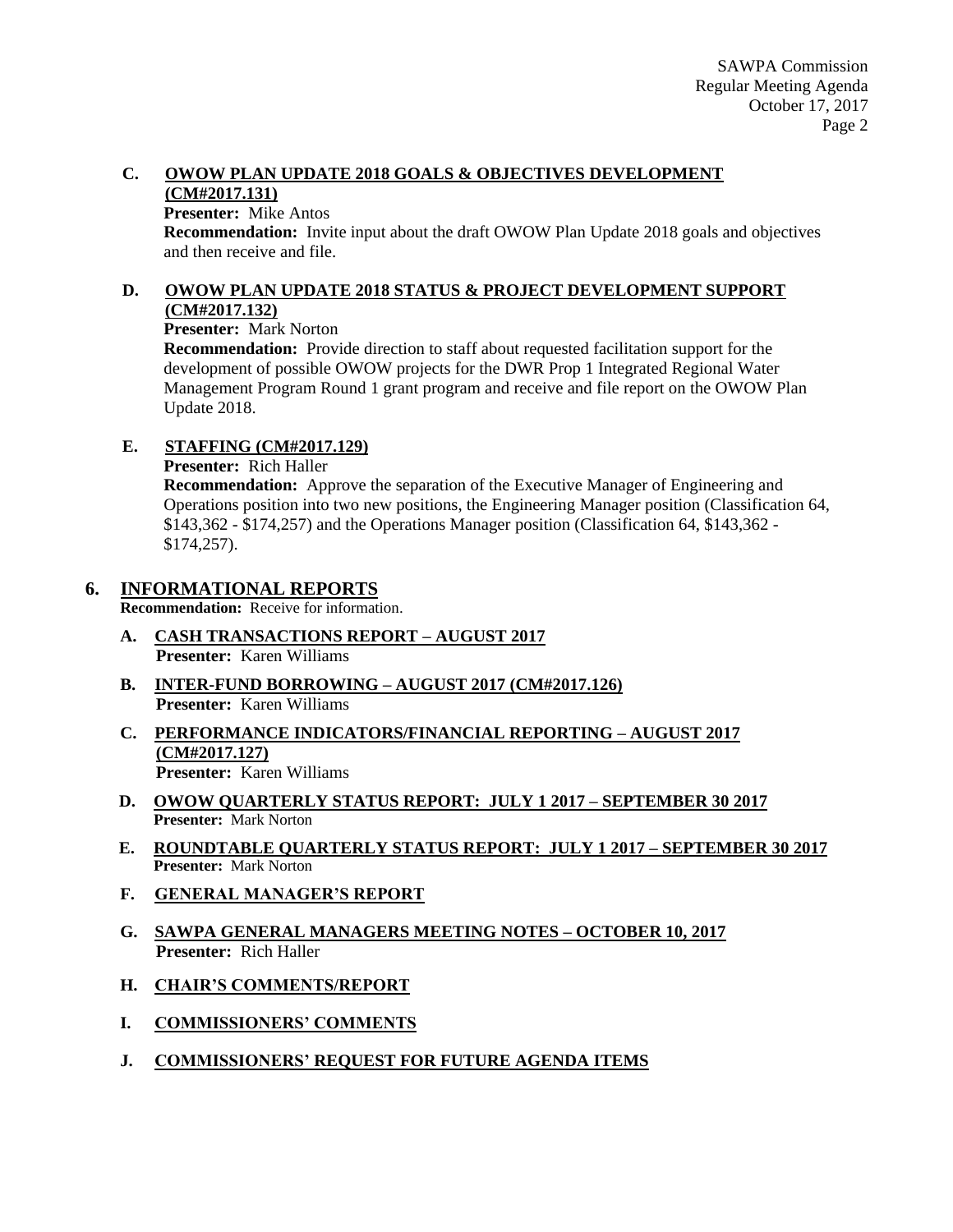**C. OWOW PLAN UPDATE 2018 GOALS & OBJECTIVES DEVELOPMENT (CM#2017.131)**

**Presenter:** Mike Antos

**Recommendation:** Invite input about the draft OWOW Plan Update 2018 goals and objectives and then receive and file.

**D. OWOW PLAN UPDATE 2018 STATUS & PROJECT DEVELOPMENT SUPPORT (CM#2017.132)**

**Presenter:** Mark Norton

**Recommendation:** Provide direction to staff about requested facilitation support for the development of possible OWOW projects for the DWR Prop 1 Integrated Regional Water Management Program Round 1 grant program and receive and file report on the OWOW Plan Update 2018.

**E. STAFFING (CM#2017.129)**

**Presenter:** Rich Haller

**Recommendation:** Approve the separation of the Executive Manager of Engineering and Operations position into two new positions, the Engineering Manager position (Classification 64, $143,362 - $174,257) and the Operations Manager position (Classification 64, $143,362 - $174,257).

## 6. INFORMATIONAL REPORTS

**Recommendation:** Receive for information.

**A. CASH TRANSACTIONS REPORT – AUGUST 2017**
**Presenter:** Karen Williams

**B. INTER-FUND BORROWING – AUGUST 2017 (CM#2017.126)**
**Presenter:** Karen Williams

**C. PERFORMANCE INDICATORS/FINANCIAL REPORTING – AUGUST 2017 (CM#2017.127)**
**Presenter:** Karen Williams

**D. OWOW QUARTERLY STATUS REPORT: JULY 1 2017 – SEPTEMBER 30 2017**
**Presenter:** Mark Norton

**E. ROUNDTABLE QUARTERLY STATUS REPORT: JULY 1 2017 – SEPTEMBER 30 2017**
**Presenter:** Mark Norton

**F. GENERAL MANAGER'S REPORT**

**G. SAWPA GENERAL MANAGERS MEETING NOTES – OCTOBER 10, 2017**
**Presenter:** Rich Haller

**H. CHAIR'S COMMENTS/REPORT**

**I. COMMISSIONERS' COMMENTS**

**J. COMMISSIONERS' REQUEST FOR FUTURE AGENDA ITEMS**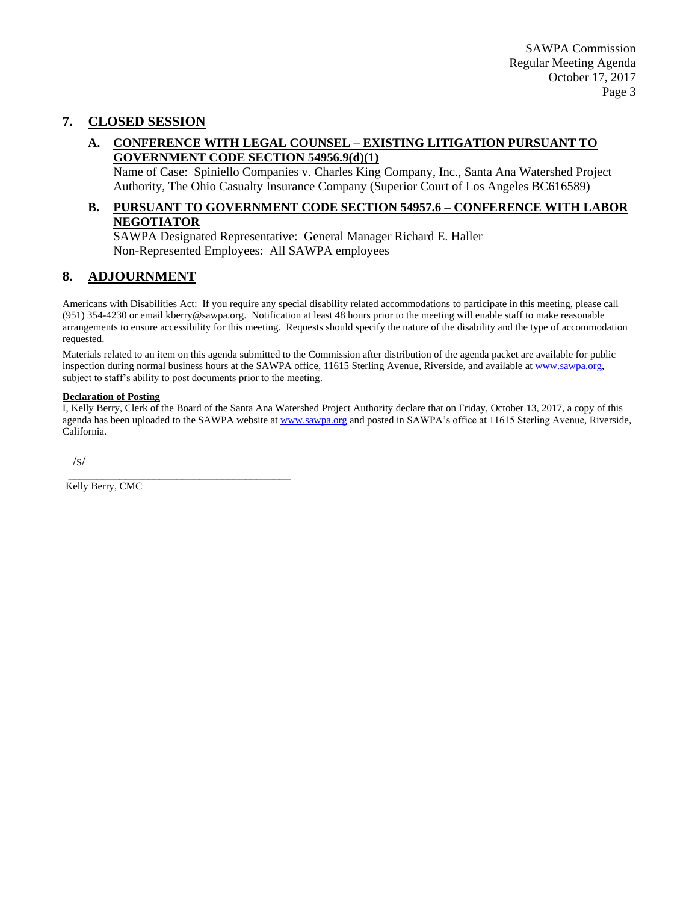## 7. CLOSED SESSION

### A. CONFERENCE WITH LEGAL COUNSEL – EXISTING LITIGATION PURSUANT TO GOVERNMENT CODE SECTION 54956.9(d)(1)

Name of Case: Spiniello Companies v. Charles King Company, Inc., Santa Ana Watershed Project Authority, The Ohio Casualty Insurance Company (Superior Court of Los Angeles BC616589)

### B. PURSUANT TO GOVERNMENT CODE SECTION 54957.6 – CONFERENCE WITH LABOR NEGOTIATOR

SAWPA Designated Representative: General Manager Richard E. Haller
Non-Represented Employees: All SAWPA employees

## 8. ADJOURNMENT

Americans with Disabilities Act: If you require any special disability related accommodations to participate in this meeting, please call (951) 354-4230 or email kberry@sawpa.org. Notification at least 48 hours prior to the meeting will enable staff to make reasonable arrangements to ensure accessibility for this meeting. Requests should specify the nature of the disability and the type of accommodation requested.

Materials related to an item on this agenda submitted to the Commission after distribution of the agenda packet are available for public inspection during normal business hours at the SAWPA office, 11615 Sterling Avenue, Riverside, and available at www.sawpa.org, subject to staff's ability to post documents prior to the meeting.

**Declaration of Posting**

I, Kelly Berry, Clerk of the Board of the Santa Ana Watershed Project Authority declare that on Friday, October 13, 2017, a copy of this agenda has been uploaded to the SAWPA website at www.sawpa.org and posted in SAWPA's office at 11615 Sterling Avenue, Riverside, California.

/s/

_______________________________________

Kelly Berry, CMC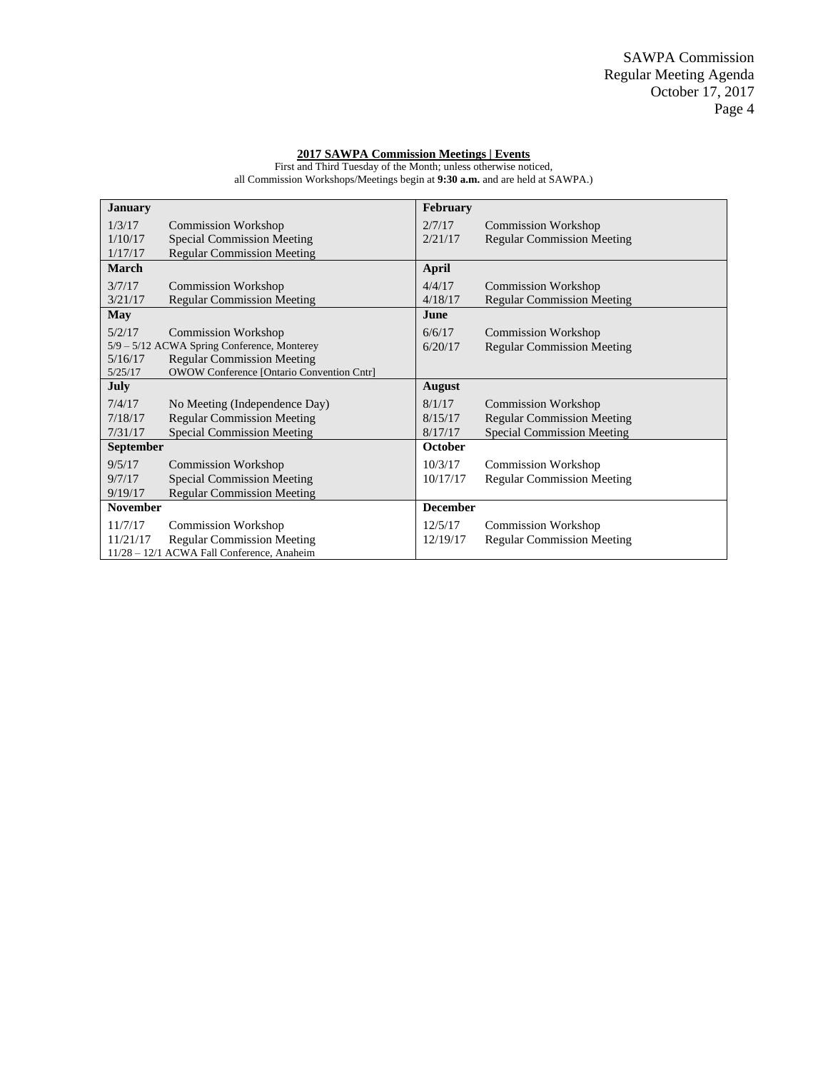**2017 SAWPA Commission Meetings | Events**

First and Third Tuesday of the Month; unless otherwise noticed,
all Commission Workshops/Meetings begin at **9:30 a.m.** and are held at SAWPA.)

| **January** | | **February** | |
|---|---|---|---|
| 1/3/17 | Commission Workshop | 2/7/17 | Commission Workshop |
| 1/10/17 | Special Commission Meeting | 2/21/17 | Regular Commission Meeting |
| 1/17/17 | Regular Commission Meeting | | |
| **March** | | **April** | |
| 3/7/17 | Commission Workshop | 4/4/17 | Commission Workshop |
| 3/21/17 | Regular Commission Meeting | 4/18/17 | Regular Commission Meeting |
| **May** | | **June** | |
| 5/2/17 | Commission Workshop | 6/6/17 | Commission Workshop |
| 5/9 – 5/12 ACWA Spring Conference, Monterey | | 6/20/17 | Regular Commission Meeting |
| 5/16/17 | Regular Commission Meeting | | |
| 5/25/17 | OWOW Conference [Ontario Convention Cntr] | | |
| **July** | | **August** | |
| 7/4/17 | No Meeting (Independence Day) | 8/1/17 | Commission Workshop |
| 7/18/17 | Regular Commission Meeting | 8/15/17 | Regular Commission Meeting |
| 7/31/17 | Special Commission Meeting | 8/17/17 | Special Commission Meeting |
| **September** | | **October** | |
| 9/5/17 | Commission Workshop | 10/3/17 | Commission Workshop |
| 9/7/17 | Special Commission Meeting | 10/17/17 | Regular Commission Meeting |
| 9/19/17 | Regular Commission Meeting | | |
| **November** | | **December** | |
| 11/7/17 | Commission Workshop | 12/5/17 | Commission Workshop |
| 11/21/17 | Regular Commission Meeting | 12/19/17 | Regular Commission Meeting |
| 11/28 – 12/1 ACWA Fall Conference, Anaheim | | | |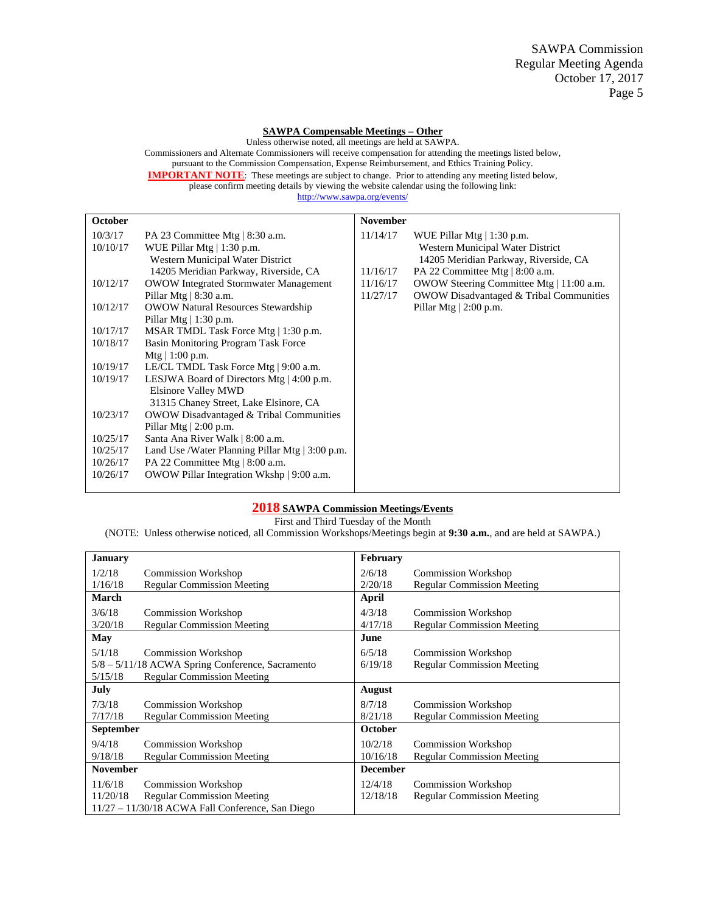## SAWPA Compensable Meetings – Other

Unless otherwise noted, all meetings are held at SAWPA.
Commissioners and Alternate Commissioners will receive compensation for attending the meetings listed below, pursuant to the Commission Compensation, Expense Reimbursement, and Ethics Training Policy.

**IMPORTANT NOTE**: These meetings are subject to change. Prior to attending any meeting listed below, please confirm meeting details by viewing the website calendar using the following link:
http://www.sawpa.org/events/

| October | | November | |
|---|---|---|---|
| 10/3/17 | PA 23 Committee Mtg \| 8:30 a.m. | 11/14/17 | WUE Pillar Mtg \| 1:30 p.m. Western Municipal Water District 14205 Meridian Parkway, Riverside, CA |
| 10/10/17 | WUE Pillar Mtg \| 1:30 p.m. Western Municipal Water District 14205 Meridian Parkway, Riverside, CA | 11/16/17 | PA 22 Committee Mtg \| 8:00 a.m. |
| 10/12/17 | OWOW Integrated Stormwater Management Pillar Mtg \| 8:30 a.m. | 11/16/17 | OWOW Steering Committee Mtg \| 11:00 a.m. |
| 10/12/17 | OWOW Natural Resources Stewardship Pillar Mtg \| 1:30 p.m. | 11/27/17 | OWOW Disadvantaged & Tribal Communities Pillar Mtg \| 2:00 p.m. |
| 10/17/17 | MSAR TMDL Task Force Mtg \| 1:30 p.m. | | |
| 10/18/17 | Basin Monitoring Program Task Force Mtg \| 1:00 p.m. | | |
| 10/19/17 | LE/CL TMDL Task Force Mtg \| 9:00 a.m. | | |
| 10/19/17 | LESJWA Board of Directors Mtg \| 4:00 p.m. Elsinore Valley MWD 31315 Chaney Street, Lake Elsinore, CA | | |
| 10/23/17 | OWOW Disadvantaged & Tribal Communities Pillar Mtg \| 2:00 p.m. | | |
| 10/25/17 | Santa Ana River Walk \| 8:00 a.m. | | |
| 10/25/17 | Land Use /Water Planning Pillar Mtg \| 3:00 p.m. | | |
| 10/26/17 | PA 22 Committee Mtg \| 8:00 a.m. | | |
| 10/26/17 | OWOW Pillar Integration Wkshp \| 9:00 a.m. | | |

## 2018 SAWPA Commission Meetings/Events

First and Third Tuesday of the Month
(NOTE: Unless otherwise noticed, all Commission Workshops/Meetings begin at **9:30 a.m.**, and are held at SAWPA.)

| January | | February | |
|---|---|---|---|
| 1/2/18 | Commission Workshop | 2/6/18 | Commission Workshop |
| 1/16/18 | Regular Commission Meeting | 2/20/18 | Regular Commission Meeting |
| **March** | | **April** | |
| 3/6/18 | Commission Workshop | 4/3/18 | Commission Workshop |
| 3/20/18 | Regular Commission Meeting | 4/17/18 | Regular Commission Meeting |
| **May** | | **June** | |
| 5/1/18 | Commission Workshop | 6/5/18 | Commission Workshop |
| 5/8 – 5/11/18 | ACWA Spring Conference, Sacramento | 6/19/18 | Regular Commission Meeting |
| 5/15/18 | Regular Commission Meeting | | |
| **July** | | **August** | |
| 7/3/18 | Commission Workshop | 8/7/18 | Commission Workshop |
| 7/17/18 | Regular Commission Meeting | 8/21/18 | Regular Commission Meeting |
| **September** | | **October** | |
| 9/4/18 | Commission Workshop | 10/2/18 | Commission Workshop |
| 9/18/18 | Regular Commission Meeting | 10/16/18 | Regular Commission Meeting |
| **November** | | **December** | |
| 11/6/18 | Commission Workshop | 12/4/18 | Commission Workshop |
| 11/20/18 | Regular Commission Meeting | 12/18/18 | Regular Commission Meeting |
| 11/27 – 11/30/18 | ACWA Fall Conference, San Diego | | |